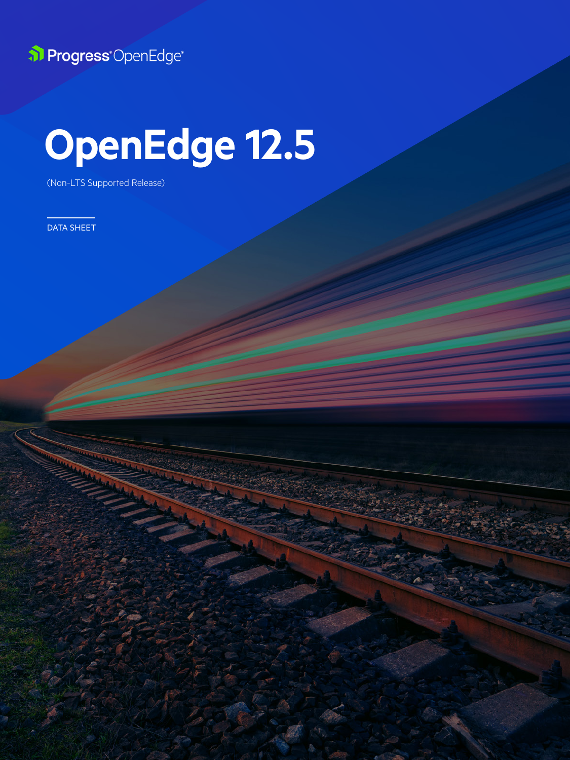Progress® OpenEdge®

# OpenEdge 12.5

(Non-LTS Supported Release)

DATA SHEET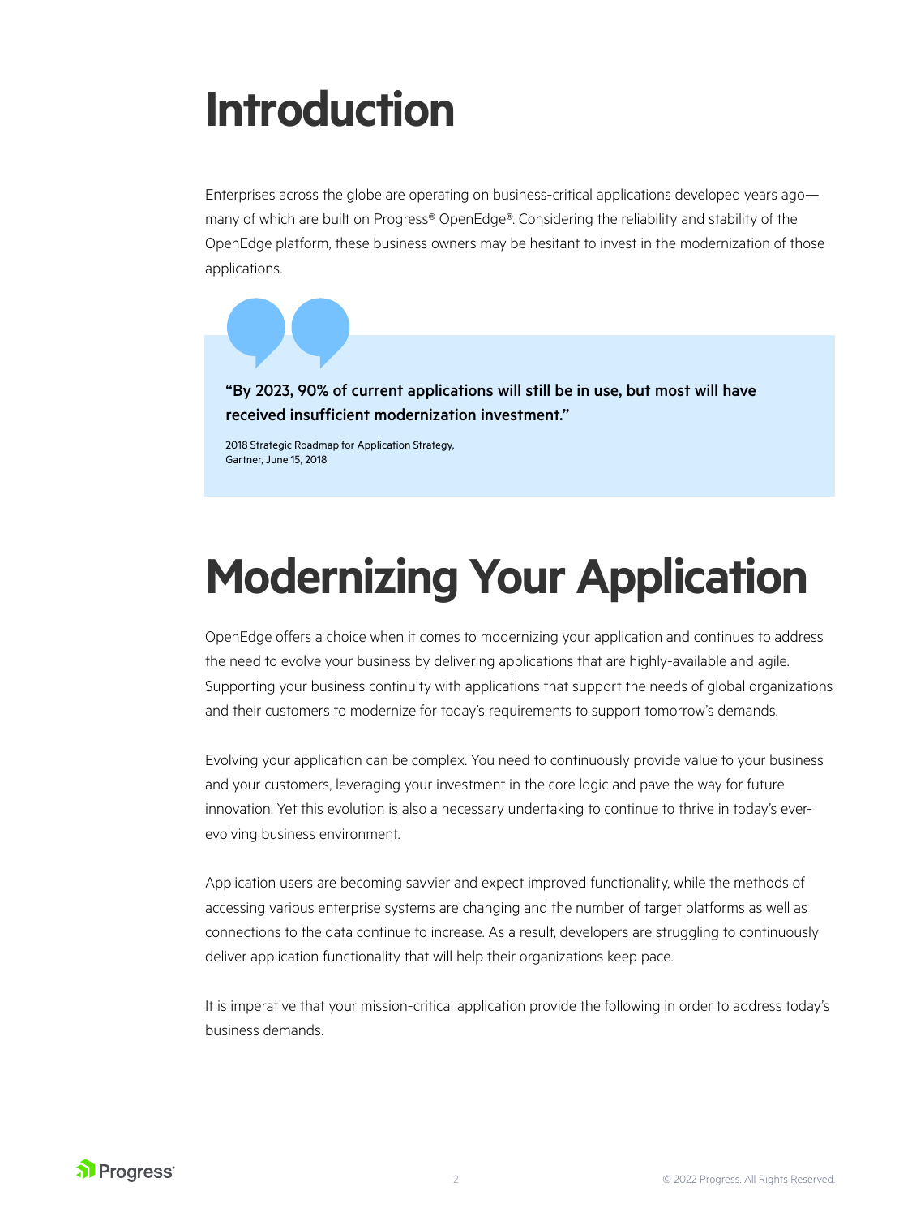# Introduction

Enterprises across the globe are operating on business-critical applications developed years ago—many of which are built on Progress® OpenEdge®. Considering the reliability and stability of the OpenEdge platform, these business owners may be hesitant to invest in the modernization of those applications.

> **"By 2023, 90% of current applications will still be in use, but most will have received insufficient modernization investment."**
>
> 2018 Strategic Roadmap for Application Strategy,
> Gartner, June 15, 2018

# Modernizing Your Application

OpenEdge offers a choice when it comes to modernizing your application and continues to address the need to evolve your business by delivering applications that are highly-available and agile. Supporting your business continuity with applications that support the needs of global organizations and their customers to modernize for today's requirements to support tomorrow's demands.

Evolving your application can be complex. You need to continuously provide value to your business and your customers, leveraging your investment in the core logic and pave the way for future innovation. Yet this evolution is also a necessary undertaking to continue to thrive in today's ever-evolving business environment.

Application users are becoming savvier and expect improved functionality, while the methods of accessing various enterprise systems are changing and the number of target platforms as well as connections to the data continue to increase. As a result, developers are struggling to continuously deliver application functionality that will help their organizations keep pace.

It is imperative that your mission-critical application provide the following in order to address today's business demands.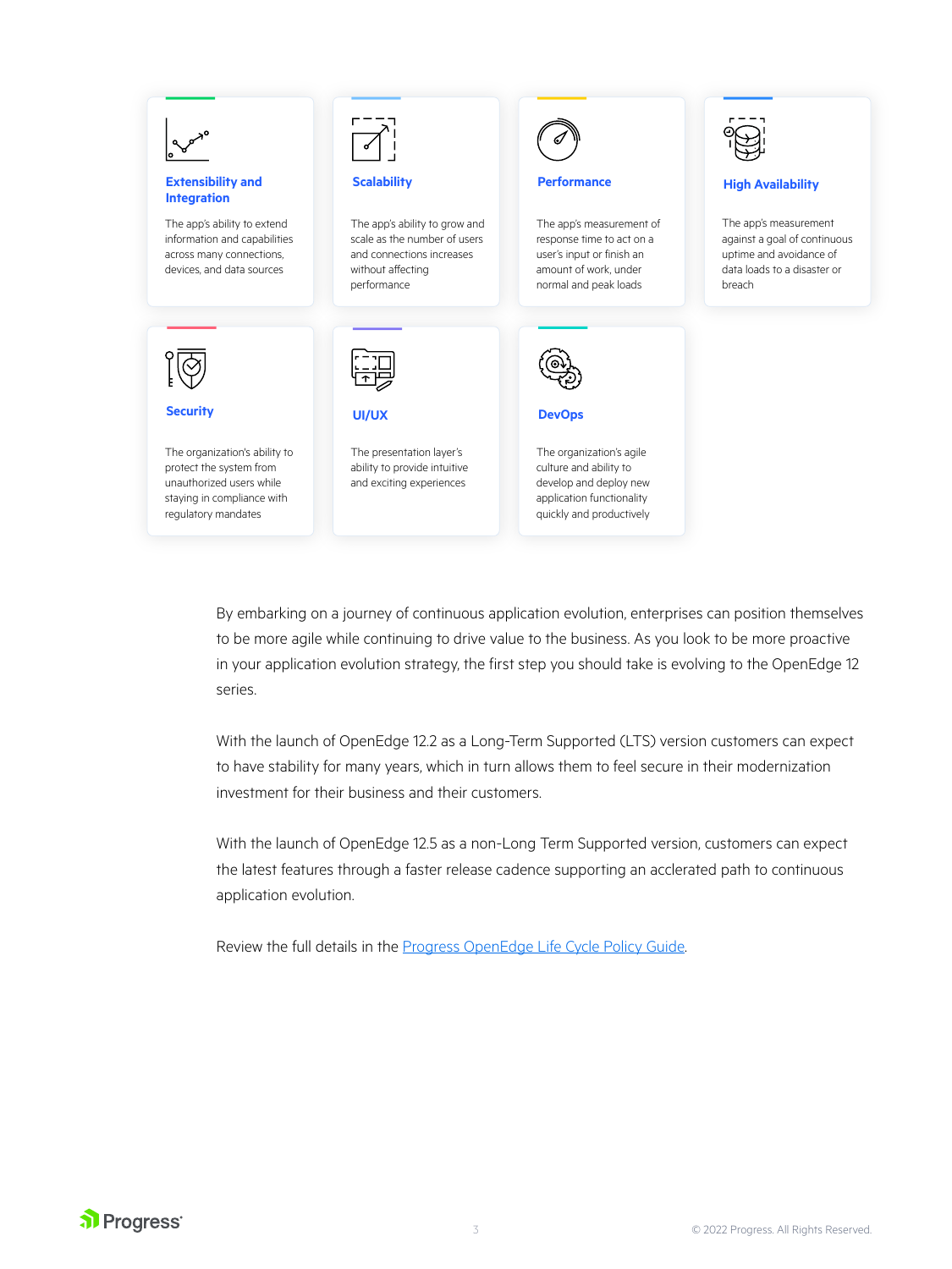### Extensibility and Integration

The app's ability to extend information and capabilities across many connections, devices, and data sources

### Scalability

The app's ability to grow and scale as the number of users and connections increases without affecting performance

### Performance

The app's measurement of response time to act on a user's input or finish an amount of work, under normal and peak loads

### High Availability

The app's measurement against a goal of continuous uptime and avoidance of data loads to a disaster or breach

### Security

The organization's ability to protect the system from unauthorized users while staying in compliance with regulatory mandates

### UI/UX

The presentation layer's ability to provide intuitive and exciting experiences

### DevOps

The organization's agile culture and ability to develop and deploy new application functionality quickly and productively

By embarking on a journey of continuous application evolution, enterprises can position themselves to be more agile while continuing to drive value to the business. As you look to be more proactive in your application evolution strategy, the first step you should take is evolving to the OpenEdge 12 series.

With the launch of OpenEdge 12.2 as a Long-Term Supported (LTS) version customers can expect to have stability for many years, which in turn allows them to feel secure in their modernization investment for their business and their customers.

With the launch of OpenEdge 12.5 as a non-Long Term Supported version, customers can expect the latest features through a faster release cadence supporting an acclerated path to continuous application evolution.

Review the full details in the Progress OpenEdge Life Cycle Policy Guide.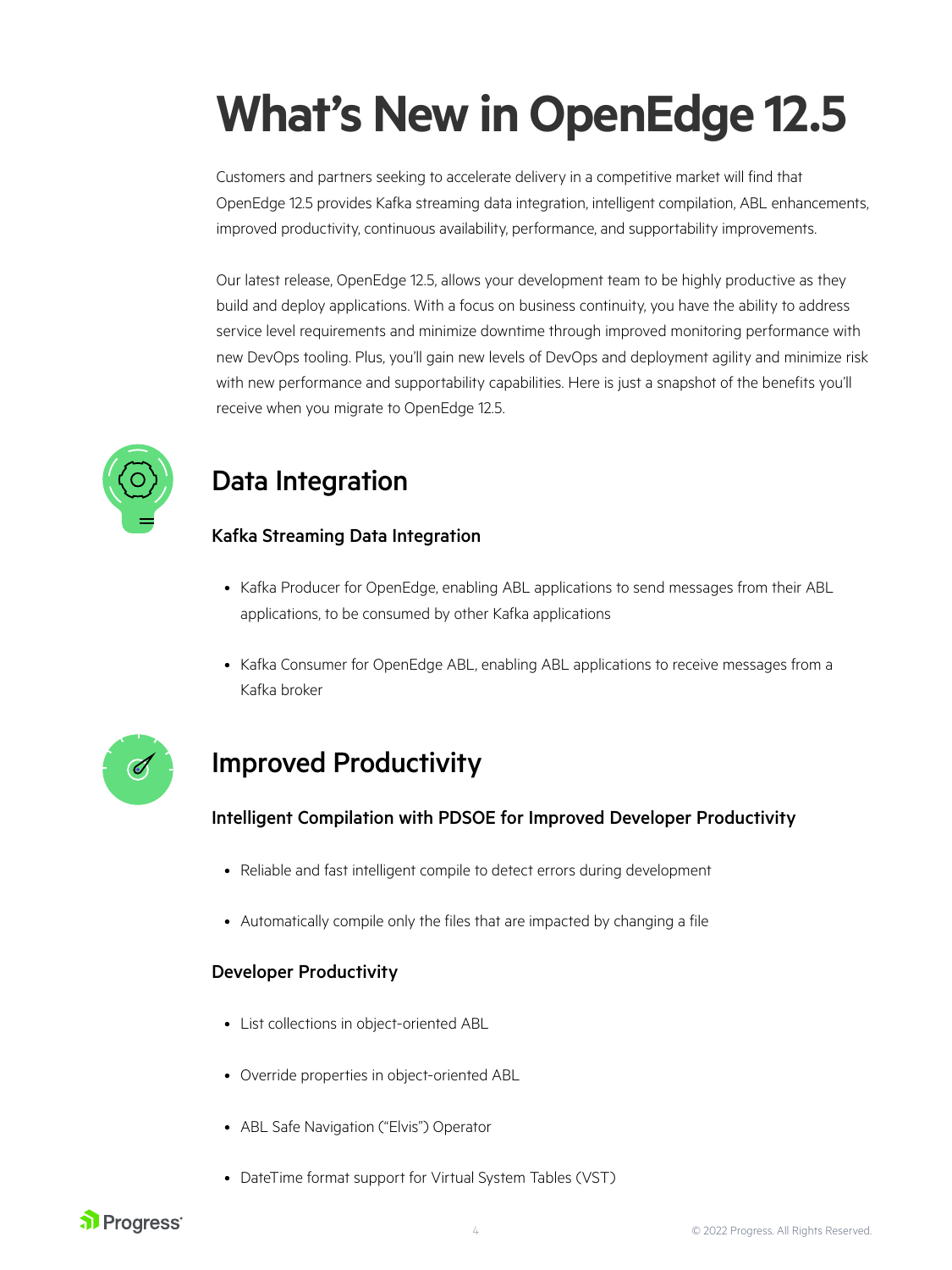# What's New in OpenEdge 12.5

Customers and partners seeking to accelerate delivery in a competitive market will find that OpenEdge 12.5 provides Kafka streaming data integration, intelligent compilation, ABL enhancements, improved productivity, continuous availability, performance, and supportability improvements.

Our latest release, OpenEdge 12.5, allows your development team to be highly productive as they build and deploy applications. With a focus on business continuity, you have the ability to address service level requirements and minimize downtime through improved monitoring performance with new DevOps tooling. Plus, you'll gain new levels of DevOps and deployment agility and minimize risk with new performance and supportability capabilities. Here is just a snapshot of the benefits you'll receive when you migrate to OpenEdge 12.5.

## Data Integration

### Kafka Streaming Data Integration

- Kafka Producer for OpenEdge, enabling ABL applications to send messages from their ABL applications, to be consumed by other Kafka applications
- Kafka Consumer for OpenEdge ABL, enabling ABL applications to receive messages from a Kafka broker

## Improved Productivity

### Intelligent Compilation with PDSOE for Improved Developer Productivity

- Reliable and fast intelligent compile to detect errors during development
- Automatically compile only the files that are impacted by changing a file

### Developer Productivity

- List collections in object-oriented ABL
- Override properties in object-oriented ABL
- ABL Safe Navigation ("Elvis") Operator
- DateTime format support for Virtual System Tables (VST)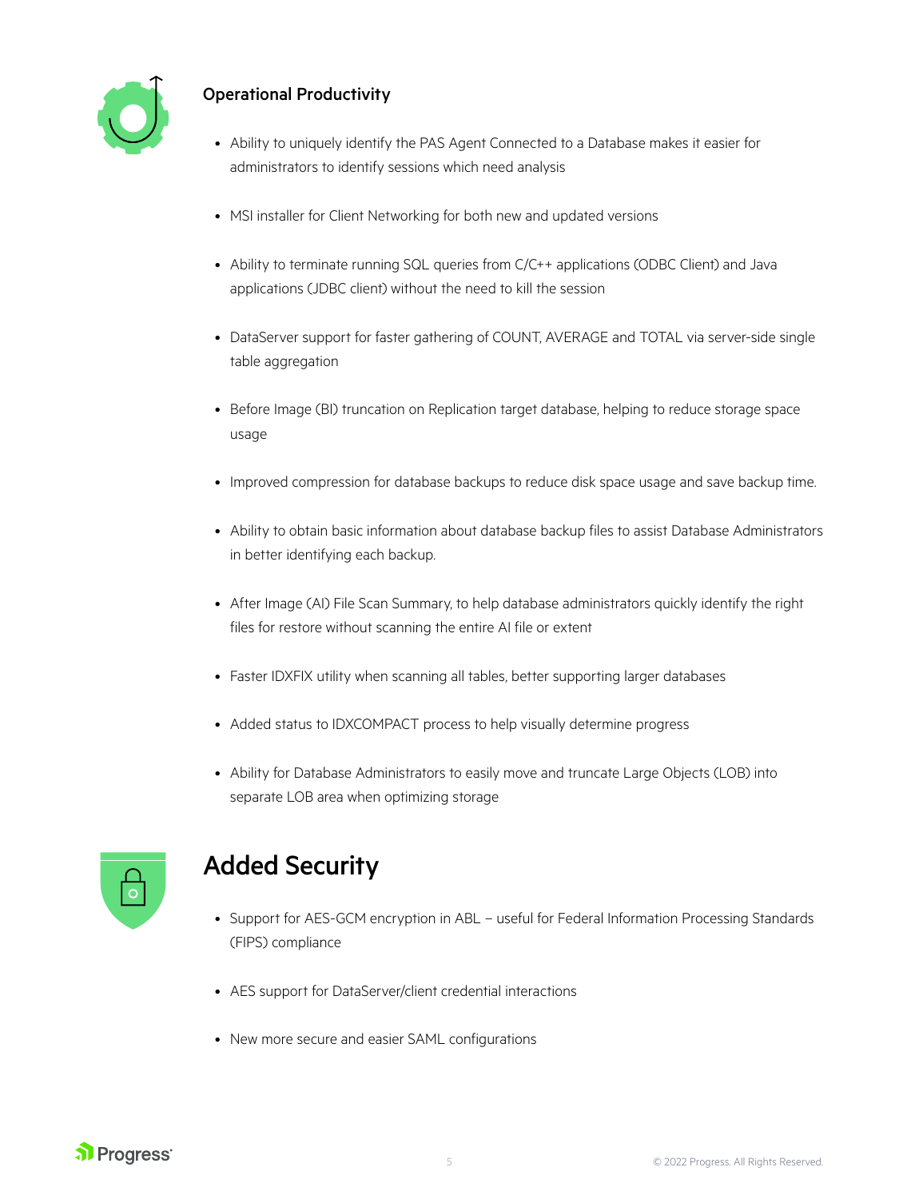### Operational Productivity

- Ability to uniquely identify the PAS Agent Connected to a Database makes it easier for administrators to identify sessions which need analysis
- MSI installer for Client Networking for both new and updated versions
- Ability to terminate running SQL queries from C/C++ applications (ODBC Client) and Java applications (JDBC client) without the need to kill the session
- DataServer support for faster gathering of COUNT, AVERAGE and TOTAL via server-side single table aggregation
- Before Image (BI) truncation on Replication target database, helping to reduce storage space usage
- Improved compression for database backups to reduce disk space usage and save backup time.
- Ability to obtain basic information about database backup files to assist Database Administrators in better identifying each backup.
- After Image (AI) File Scan Summary, to help database administrators quickly identify the right files for restore without scanning the entire AI file or extent
- Faster IDXFIX utility when scanning all tables, better supporting larger databases
- Added status to IDXCOMPACT process to help visually determine progress
- Ability for Database Administrators to easily move and truncate Large Objects (LOB) into separate LOB area when optimizing storage

## Added Security

- Support for AES-GCM encryption in ABL – useful for Federal Information Processing Standards (FIPS) compliance
- AES support for DataServer/client credential interactions
- New more secure and easier SAML configurations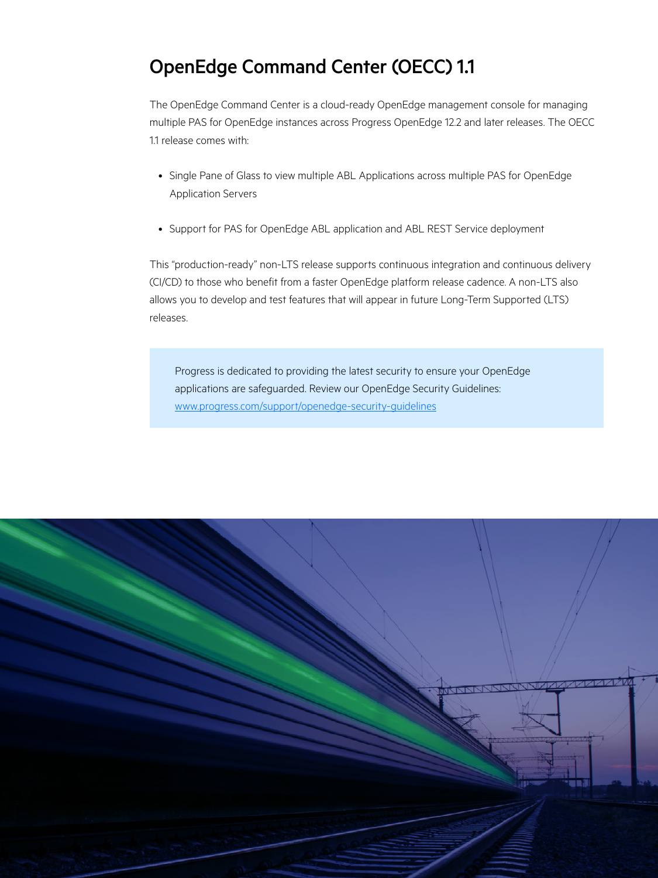## OpenEdge Command Center (OECC) 1.1

The OpenEdge Command Center is a cloud-ready OpenEdge management console for managing multiple PAS for OpenEdge instances across Progress OpenEdge 12.2 and later releases. The OECC 1.1 release comes with:

- Single Pane of Glass to view multiple ABL Applications across multiple PAS for OpenEdge Application Servers
- Support for PAS for OpenEdge ABL application and ABL REST Service deployment

This "production-ready" non-LTS release supports continuous integration and continuous delivery (CI/CD) to those who benefit from a faster OpenEdge platform release cadence. A non-LTS also allows you to develop and test features that will appear in future Long-Term Supported (LTS) releases.

> Progress is dedicated to providing the latest security to ensure your OpenEdge applications are safeguarded. Review our OpenEdge Security Guidelines: [www.progress.com/support/openedge-security-guidelines](https://www.progress.com/support/openedge-security-guidelines)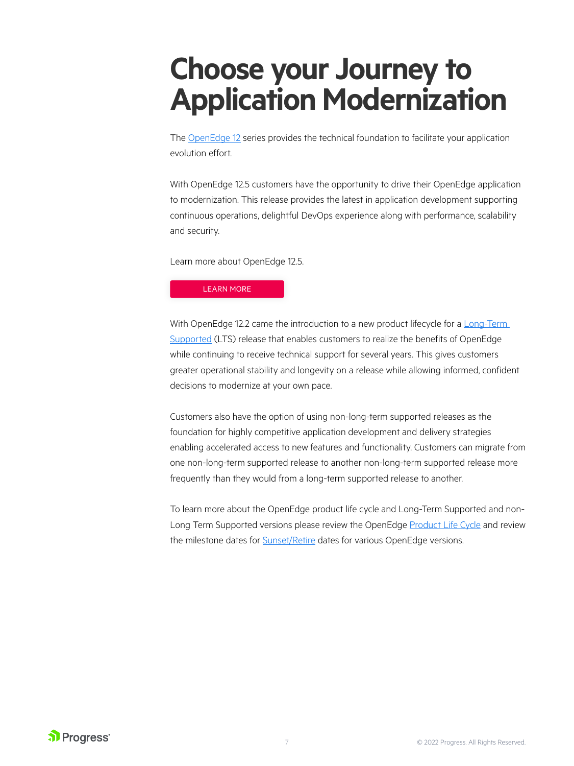# Choose your Journey to Application Modernization

The OpenEdge 12 series provides the technical foundation to facilitate your application evolution effort.

With OpenEdge 12.5 customers have the opportunity to drive their OpenEdge application to modernization. This release provides the latest in application development supporting continuous operations, delightful DevOps experience along with performance, scalability and security.

Learn more about OpenEdge 12.5.

LEARN MORE

With OpenEdge 12.2 came the introduction to a new product lifecycle for a Long-Term Supported (LTS) release that enables customers to realize the benefits of OpenEdge while continuing to receive technical support for several years. This gives customers greater operational stability and longevity on a release while allowing informed, confident decisions to modernize at your own pace.

Customers also have the option of using non-long-term supported releases as the foundation for highly competitive application development and delivery strategies enabling accelerated access to new features and functionality. Customers can migrate from one non-long-term supported release to another non-long-term supported release more frequently than they would from a long-term supported release to another.

To learn more about the OpenEdge product life cycle and Long-Term Supported and non-Long Term Supported versions please review the OpenEdge Product Life Cycle and review the milestone dates for Sunset/Retire dates for various OpenEdge versions.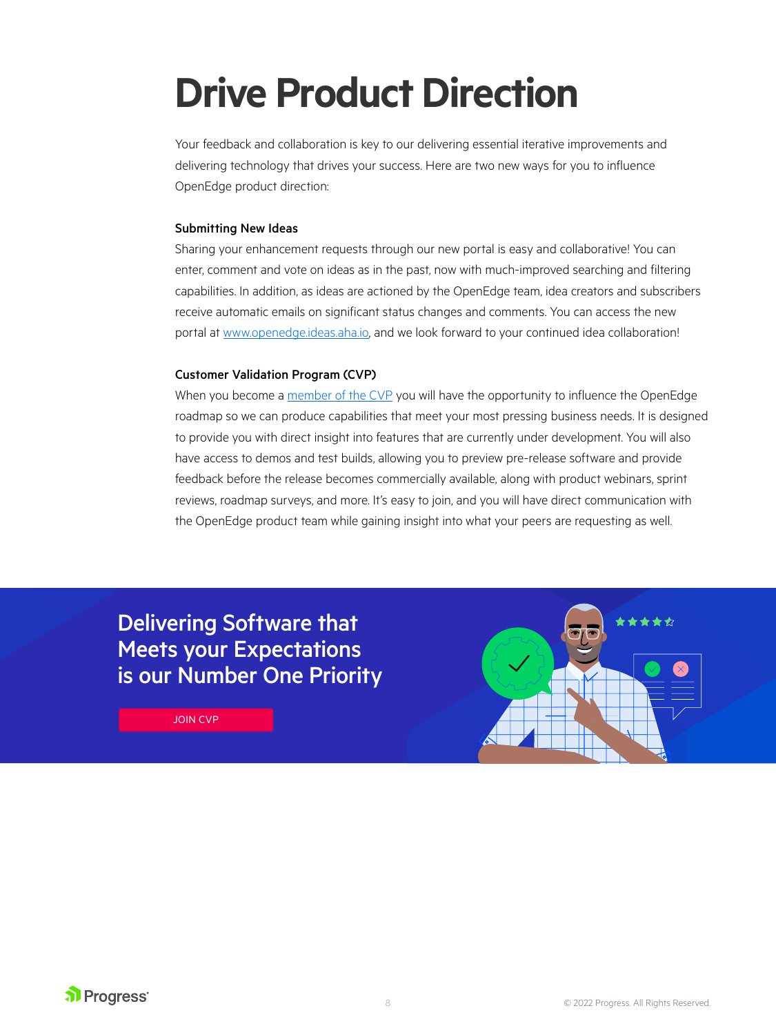# Drive Product Direction

Your feedback and collaboration is key to our delivering essential iterative improvements and delivering technology that drives your success. Here are two new ways for you to influence OpenEdge product direction:

**Submitting New Ideas**

Sharing your enhancement requests through our new portal is easy and collaborative! You can enter, comment and vote on ideas as in the past, now with much-improved searching and filtering capabilities. In addition, as ideas are actioned by the OpenEdge team, idea creators and subscribers receive automatic emails on significant status changes and comments. You can access the new portal at [www.openedge.ideas.aha.io](www.openedge.ideas.aha.io), and we look forward to your continued idea collaboration!

**Customer Validation Program (CVP)**

When you become a [member of the CVP](member of the CVP) you will have the opportunity to influence the OpenEdge roadmap so we can produce capabilities that meet your most pressing business needs. It is designed to provide you with direct insight into features that are currently under development. You will also have access to demos and test builds, allowing you to preview pre-release software and provide feedback before the release becomes commercially available, along with product webinars, sprint reviews, roadmap surveys, and more. It's easy to join, and you will have direct communication with the OpenEdge product team while gaining insight into what your peers are requesting as well.

**Delivering Software that Meets your Expectations is our Number One Priority**

JOIN CVP

© 2022 Progress. All Rights Reserved.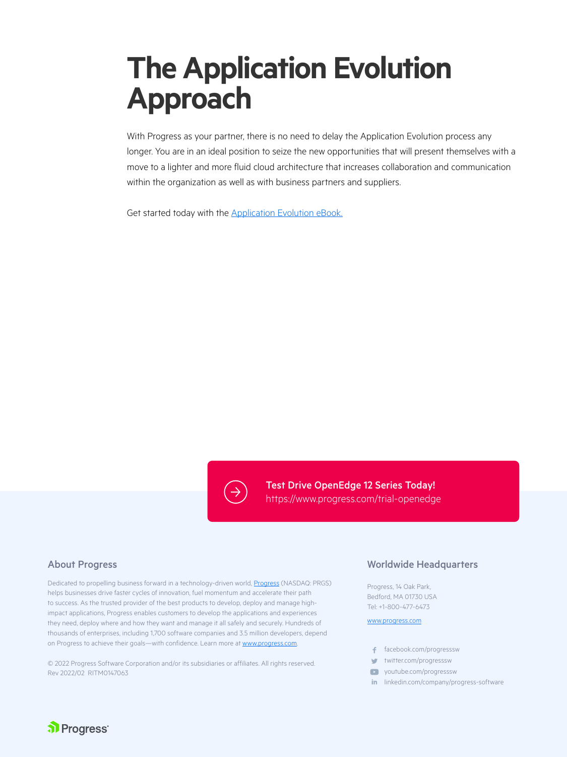# The Application Evolution Approach

With Progress as your partner, there is no need to delay the Application Evolution process any longer. You are in an ideal position to seize the new opportunities that will present themselves with a move to a lighter and more fluid cloud architecture that increases collaboration and communication within the organization as well as with business partners and suppliers.

Get started today with the [Application Evolution eBook.](Application Evolution eBook.)

**Test Drive OpenEdge 12 Series Today!**
https://www.progress.com/trial-openedge

## About Progress

Dedicated to propelling business forward in a technology-driven world, Progress (NASDAQ: PRGS) helps businesses drive faster cycles of innovation, fuel momentum and accelerate their path to success. As the trusted provider of the best products to develop, deploy and manage high-impact applications, Progress enables customers to develop the applications and experiences they need, deploy where and how they want and manage it all safely and securely. Hundreds of thousands of enterprises, including 1,700 software companies and 3.5 million developers, depend on Progress to achieve their goals—with confidence. Learn more at www.progress.com.

© 2022 Progress Software Corporation and/or its subsidiaries or affiliates. All rights reserved.
Rev 2022/02 RITM0147063

## Worldwide Headquarters

Progress, 14 Oak Park,
Bedford, MA 01730 USA
Tel: +1-800-477-6473

www.progress.com

- facebook.com/progresssw
- twitter.com/progresssw
- youtube.com/progresssw
- linkedin.com/company/progress-software

Progress